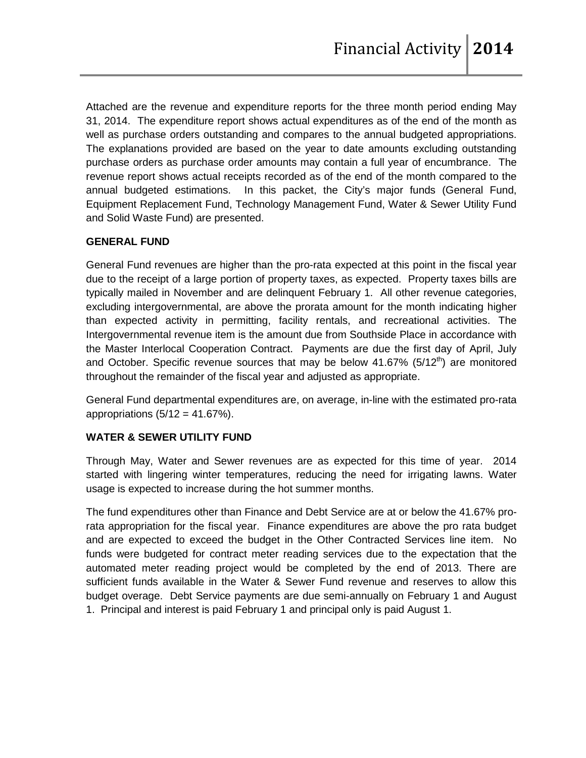Attached are the revenue and expenditure reports for the three month period ending May 31, 2014. The expenditure report shows actual expenditures as of the end of the month as well as purchase orders outstanding and compares to the annual budgeted appropriations. The explanations provided are based on the year to date amounts excluding outstanding purchase orders as purchase order amounts may contain a full year of encumbrance. The revenue report shows actual receipts recorded as of the end of the month compared to the annual budgeted estimations. In this packet, the City's major funds (General Fund, Equipment Replacement Fund, Technology Management Fund, Water & Sewer Utility Fund and Solid Waste Fund) are presented.

**GENERAL FUND**

General Fund revenues are higher than the pro-rata expected at this point in the fiscal year due to the receipt of a large portion of property taxes, as expected. Property taxes bills are typically mailed in November and are delinquent February 1. All other revenue categories, excluding intergovernmental, are above the prorata amount for the month indicating higher than expected activity in permitting, facility rentals, and recreational activities. The Intergovernmental revenue item is the amount due from Southside Place in accordance with the Master Interlocal Cooperation Contract. Payments are due the first day of April, July and October. Specific revenue sources that may be below 41.67% ($5/12^{th}$) are monitored throughout the remainder of the fiscal year and adjusted as appropriate.

General Fund departmental expenditures are, on average, in-line with the estimated pro-rata appropriations (5/12 = 41.67%).

**WATER & SEWER UTILITY FUND**

Through May, Water and Sewer revenues are as expected for this time of year. 2014 started with lingering winter temperatures, reducing the need for irrigating lawns. Water usage is expected to increase during the hot summer months.

The fund expenditures other than Finance and Debt Service are at or below the 41.67% pro-rata appropriation for the fiscal year. Finance expenditures are above the pro rata budget and are expected to exceed the budget in the Other Contracted Services line item. No funds were budgeted for contract meter reading services due to the expectation that the automated meter reading project would be completed by the end of 2013. There are sufficient funds available in the Water & Sewer Fund revenue and reserves to allow this budget overage. Debt Service payments are due semi-annually on February 1 and August 1. Principal and interest is paid February 1 and principal only is paid August 1.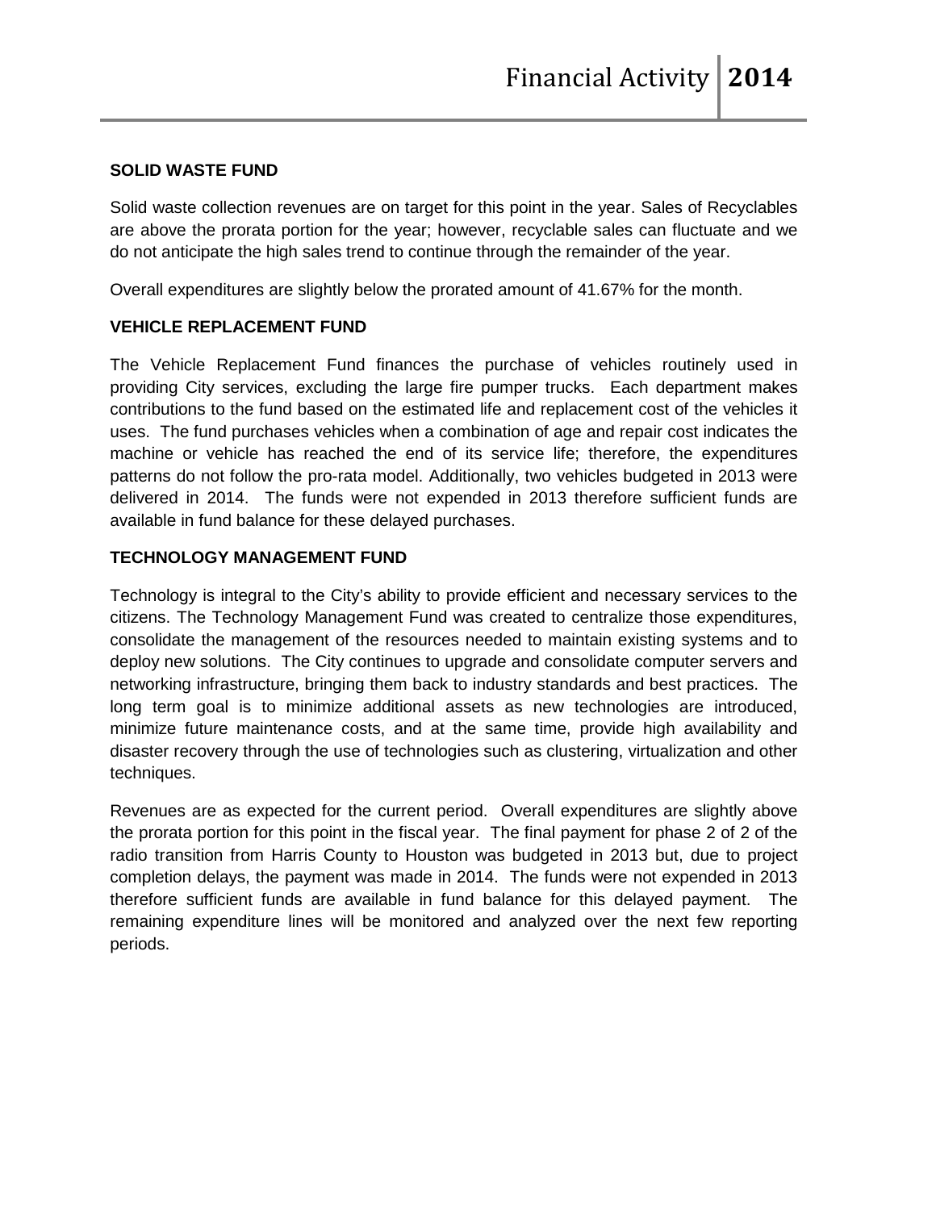## SOLID WASTE FUND

Solid waste collection revenues are on target for this point in the year. Sales of Recyclables are above the prorata portion for the year; however, recyclable sales can fluctuate and we do not anticipate the high sales trend to continue through the remainder of the year.

Overall expenditures are slightly below the prorated amount of 41.67% for the month.

## VEHICLE REPLACEMENT FUND

The Vehicle Replacement Fund finances the purchase of vehicles routinely used in providing City services, excluding the large fire pumper trucks. Each department makes contributions to the fund based on the estimated life and replacement cost of the vehicles it uses. The fund purchases vehicles when a combination of age and repair cost indicates the machine or vehicle has reached the end of its service life; therefore, the expenditures patterns do not follow the pro-rata model. Additionally, two vehicles budgeted in 2013 were delivered in 2014. The funds were not expended in 2013 therefore sufficient funds are available in fund balance for these delayed purchases.

## TECHNOLOGY MANAGEMENT FUND

Technology is integral to the City's ability to provide efficient and necessary services to the citizens. The Technology Management Fund was created to centralize those expenditures, consolidate the management of the resources needed to maintain existing systems and to deploy new solutions. The City continues to upgrade and consolidate computer servers and networking infrastructure, bringing them back to industry standards and best practices. The long term goal is to minimize additional assets as new technologies are introduced, minimize future maintenance costs, and at the same time, provide high availability and disaster recovery through the use of technologies such as clustering, virtualization and other techniques.

Revenues are as expected for the current period. Overall expenditures are slightly above the prorata portion for this point in the fiscal year. The final payment for phase 2 of 2 of the radio transition from Harris County to Houston was budgeted in 2013 but, due to project completion delays, the payment was made in 2014. The funds were not expended in 2013 therefore sufficient funds are available in fund balance for this delayed payment. The remaining expenditure lines will be monitored and analyzed over the next few reporting periods.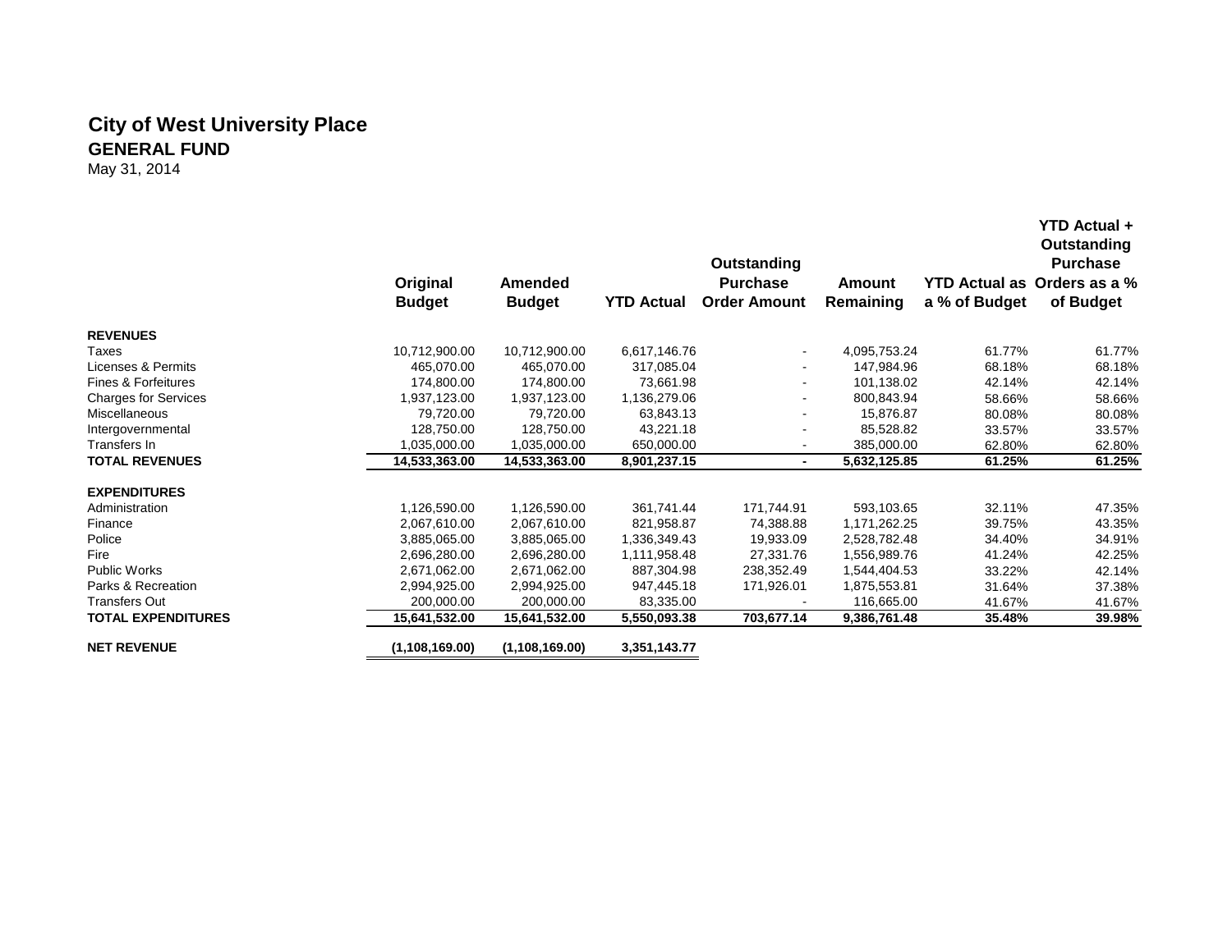## City of West University Place
### GENERAL FUND
May 31, 2014

| | Original Budget | Amended Budget | YTD Actual | Outstanding Purchase Order Amount | Amount Remaining | YTD Actual as a % of Budget | YTD Actual + Outstanding Purchase Orders as a % of Budget |
|---|---|---|---|---|---|---|---|
| **REVENUES** | | | | | | | |
| Taxes | 10,712,900.00 | 10,712,900.00 | 6,617,146.76 | - | 4,095,753.24 | 61.77% | 61.77% |
| Licenses & Permits | 465,070.00 | 465,070.00 | 317,085.04 | - | 147,984.96 | 68.18% | 68.18% |
| Fines & Forfeitures | 174,800.00 | 174,800.00 | 73,661.98 | - | 101,138.02 | 42.14% | 42.14% |
| Charges for Services | 1,937,123.00 | 1,937,123.00 | 1,136,279.06 | - | 800,843.94 | 58.66% | 58.66% |
| Miscellaneous | 79,720.00 | 79,720.00 | 63,843.13 | - | 15,876.87 | 80.08% | 80.08% |
| Intergovernmental | 128,750.00 | 128,750.00 | 43,221.18 | - | 85,528.82 | 33.57% | 33.57% |
| Transfers In | 1,035,000.00 | 1,035,000.00 | 650,000.00 | - | 385,000.00 | 62.80% | 62.80% |
| **TOTAL REVENUES** | **14,533,363.00** | **14,533,363.00** | **8,901,237.15** | **-** | **5,632,125.85** | **61.25%** | **61.25%** |
| **EXPENDITURES** | | | | | | | |
| Administration | 1,126,590.00 | 1,126,590.00 | 361,741.44 | 171,744.91 | 593,103.65 | 32.11% | 47.35% |
| Finance | 2,067,610.00 | 2,067,610.00 | 821,958.87 | 74,388.88 | 1,171,262.25 | 39.75% | 43.35% |
| Police | 3,885,065.00 | 3,885,065.00 | 1,336,349.43 | 19,933.09 | 2,528,782.48 | 34.40% | 34.91% |
| Fire | 2,696,280.00 | 2,696,280.00 | 1,111,958.48 | 27,331.76 | 1,556,989.76 | 41.24% | 42.25% |
| Public Works | 2,671,062.00 | 2,671,062.00 | 887,304.98 | 238,352.49 | 1,544,404.53 | 33.22% | 42.14% |
| Parks & Recreation | 2,994,925.00 | 2,994,925.00 | 947,445.18 | 171,926.01 | 1,875,553.81 | 31.64% | 37.38% |
| Transfers Out | 200,000.00 | 200,000.00 | 83,335.00 | - | 116,665.00 | 41.67% | 41.67% |
| **TOTAL EXPENDITURES** | **15,641,532.00** | **15,641,532.00** | **5,550,093.38** | **703,677.14** | **9,386,761.48** | **35.48%** | **39.98%** |
| **NET REVENUE** | **(1,108,169.00)** | **(1,108,169.00)** | **3,351,143.77** | | | | |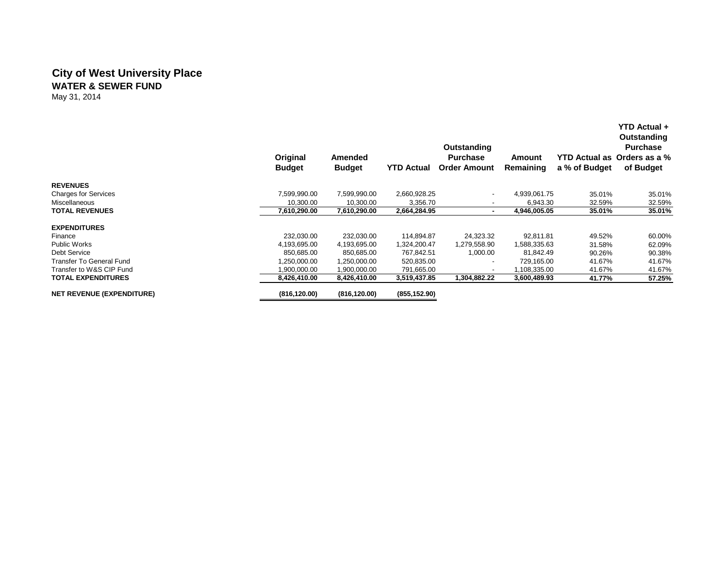# City of West University Place

## WATER & SEWER FUND

May 31, 2014

| | Original Budget | Amended Budget | YTD Actual | Outstanding Purchase Order Amount | Amount Remaining | YTD Actual as a % of Budget | YTD Actual + Outstanding Purchase Orders as a % of Budget |
|---|---|---|---|---|---|---|---|
| **REVENUES** | | | | | | | |
| Charges for Services | 7,599,990.00 | 7,599,990.00 | 2,660,928.25 | - | 4,939,061.75 | 35.01% | 35.01% |
| Miscellaneous | 10,300.00 | 10,300.00 | 3,356.70 | - | 6,943.30 | 32.59% | 32.59% |
| **TOTAL REVENUES** | **7,610,290.00** | **7,610,290.00** | **2,664,284.95** | **-** | **4,946,005.05** | **35.01%** | **35.01%** |
| **EXPENDITURES** | | | | | | | |
| Finance | 232,030.00 | 232,030.00 | 114,894.87 | 24,323.32 | 92,811.81 | 49.52% | 60.00% |
| Public Works | 4,193,695.00 | 4,193,695.00 | 1,324,200.47 | 1,279,558.90 | 1,588,335.63 | 31.58% | 62.09% |
| Debt Service | 850,685.00 | 850,685.00 | 767,842.51 | 1,000.00 | 81,842.49 | 90.26% | 90.38% |
| Transfer To General Fund | 1,250,000.00 | 1,250,000.00 | 520,835.00 | - | 729,165.00 | 41.67% | 41.67% |
| Transfer to W&S CIP Fund | 1,900,000.00 | 1,900,000.00 | 791,665.00 | - | 1,108,335.00 | 41.67% | 41.67% |
| **TOTAL EXPENDITURES** | **8,426,410.00** | **8,426,410.00** | **3,519,437.85** | **1,304,882.22** | **3,600,489.93** | **41.77%** | **57.25%** |
| **NET REVENUE (EXPENDITURE)** | **(816,120.00)** | **(816,120.00)** | **(855,152.90)** | | | | |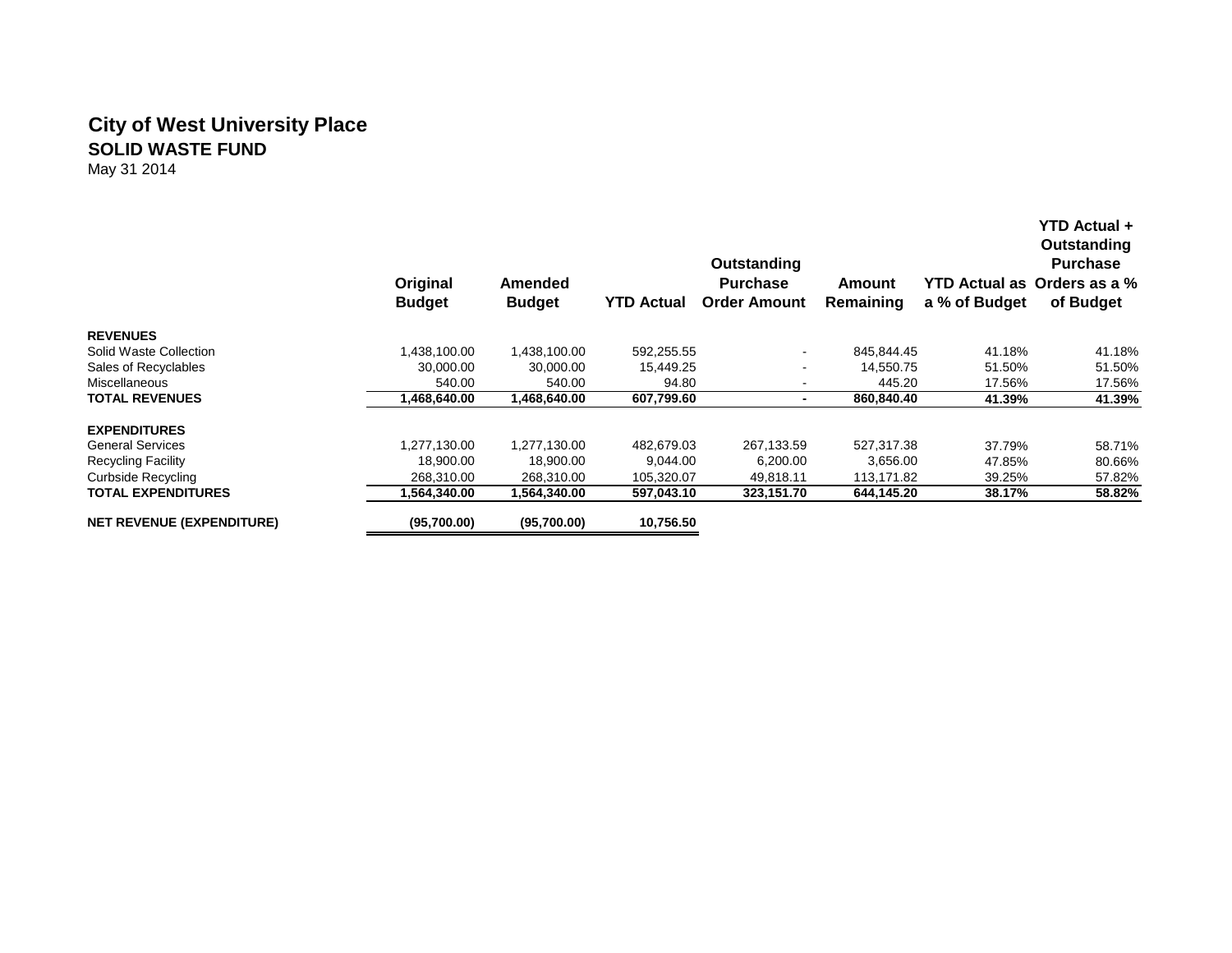# City of West University Place

## SOLID WASTE FUND

May 31 2014

| | Original Budget | Amended Budget | YTD Actual | Outstanding Purchase Order Amount | Amount Remaining | YTD Actual as a % of Budget | YTD Actual + Outstanding Purchase Orders as a % of Budget |
|---|---|---|---|---|---|---|---|
| **REVENUES** | | | | | | | |
| Solid Waste Collection | 1,438,100.00 | 1,438,100.00 | 592,255.55 | - | 845,844.45 | 41.18% | 41.18% |
| Sales of Recyclables | 30,000.00 | 30,000.00 | 15,449.25 | - | 14,550.75 | 51.50% | 51.50% |
| Miscellaneous | 540.00 | 540.00 | 94.80 | - | 445.20 | 17.56% | 17.56% |
| **TOTAL REVENUES** | **1,468,640.00** | **1,468,640.00** | **607,799.60** | **-** | **860,840.40** | **41.39%** | **41.39%** |
| **EXPENDITURES** | | | | | | | |
| General Services | 1,277,130.00 | 1,277,130.00 | 482,679.03 | 267,133.59 | 527,317.38 | 37.79% | 58.71% |
| Recycling Facility | 18,900.00 | 18,900.00 | 9,044.00 | 6,200.00 | 3,656.00 | 47.85% | 80.66% |
| Curbside Recycling | 268,310.00 | 268,310.00 | 105,320.07 | 49,818.11 | 113,171.82 | 39.25% | 57.82% |
| **TOTAL EXPENDITURES** | **1,564,340.00** | **1,564,340.00** | **597,043.10** | **323,151.70** | **644,145.20** | **38.17%** | **58.82%** |
| **NET REVENUE (EXPENDITURE)** | **(95,700.00)** | **(95,700.00)** | **10,756.50** | | | | |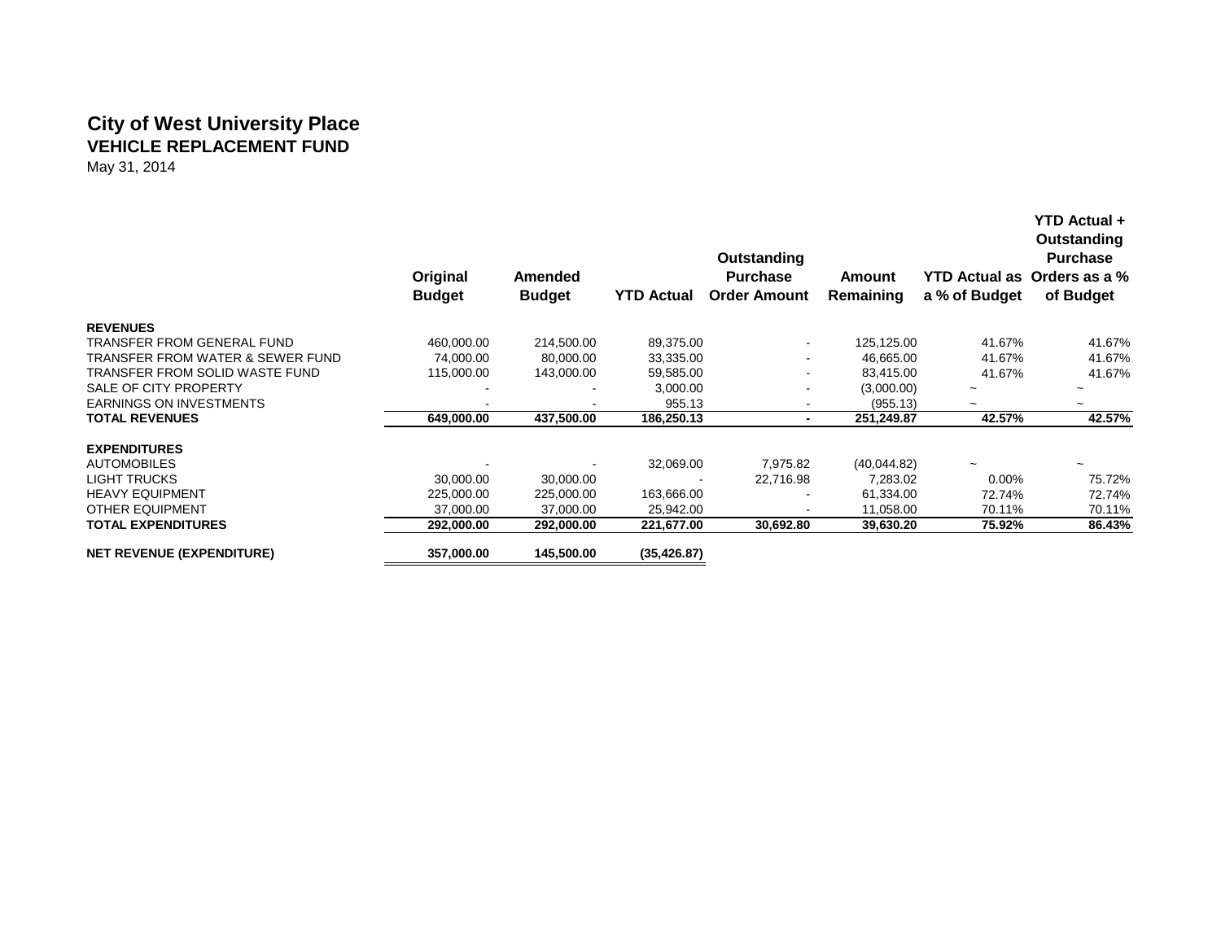# City of West University Place
## VEHICLE REPLACEMENT FUND
May 31, 2014

| | Original Budget | Amended Budget | YTD Actual | Outstanding Purchase Order Amount | Amount Remaining | YTD Actual as a % of Budget | YTD Actual + Outstanding Purchase Orders as a % of Budget |
|---|---|---|---|---|---|---|---|
| **REVENUES** | | | | | | | |
| TRANSFER FROM GENERAL FUND | 460,000.00 | 214,500.00 | 89,375.00 | - | 125,125.00 | 41.67% | 41.67% |
| TRANSFER FROM WATER & SEWER FUND | 74,000.00 | 80,000.00 | 33,335.00 | - | 46,665.00 | 41.67% | 41.67% |
| TRANSFER FROM SOLID WASTE FUND | 115,000.00 | 143,000.00 | 59,585.00 | - | 83,415.00 | 41.67% | 41.67% |
| SALE OF CITY PROPERTY | - | - | 3,000.00 | - | (3,000.00) | ~ | ~ |
| EARNINGS ON INVESTMENTS | - | - | 955.13 | - | (955.13) | ~ | ~ |
| **TOTAL REVENUES** | **649,000.00** | **437,500.00** | **186,250.13** | **-** | **251,249.87** | **42.57%** | **42.57%** |
| **EXPENDITURES** | | | | | | | |
| AUTOMOBILES | - | - | 32,069.00 | 7,975.82 | (40,044.82) | ~ | ~ |
| LIGHT TRUCKS | 30,000.00 | 30,000.00 | - | 22,716.98 | 7,283.02 | 0.00% | 75.72% |
| HEAVY EQUIPMENT | 225,000.00 | 225,000.00 | 163,666.00 | - | 61,334.00 | 72.74% | 72.74% |
| OTHER EQUIPMENT | 37,000.00 | 37,000.00 | 25,942.00 | - | 11,058.00 | 70.11% | 70.11% |
| **TOTAL EXPENDITURES** | **292,000.00** | **292,000.00** | **221,677.00** | **30,692.80** | **39,630.20** | **75.92%** | **86.43%** |
| **NET REVENUE (EXPENDITURE)** | **357,000.00** | **145,500.00** | **(35,426.87)** | | | | |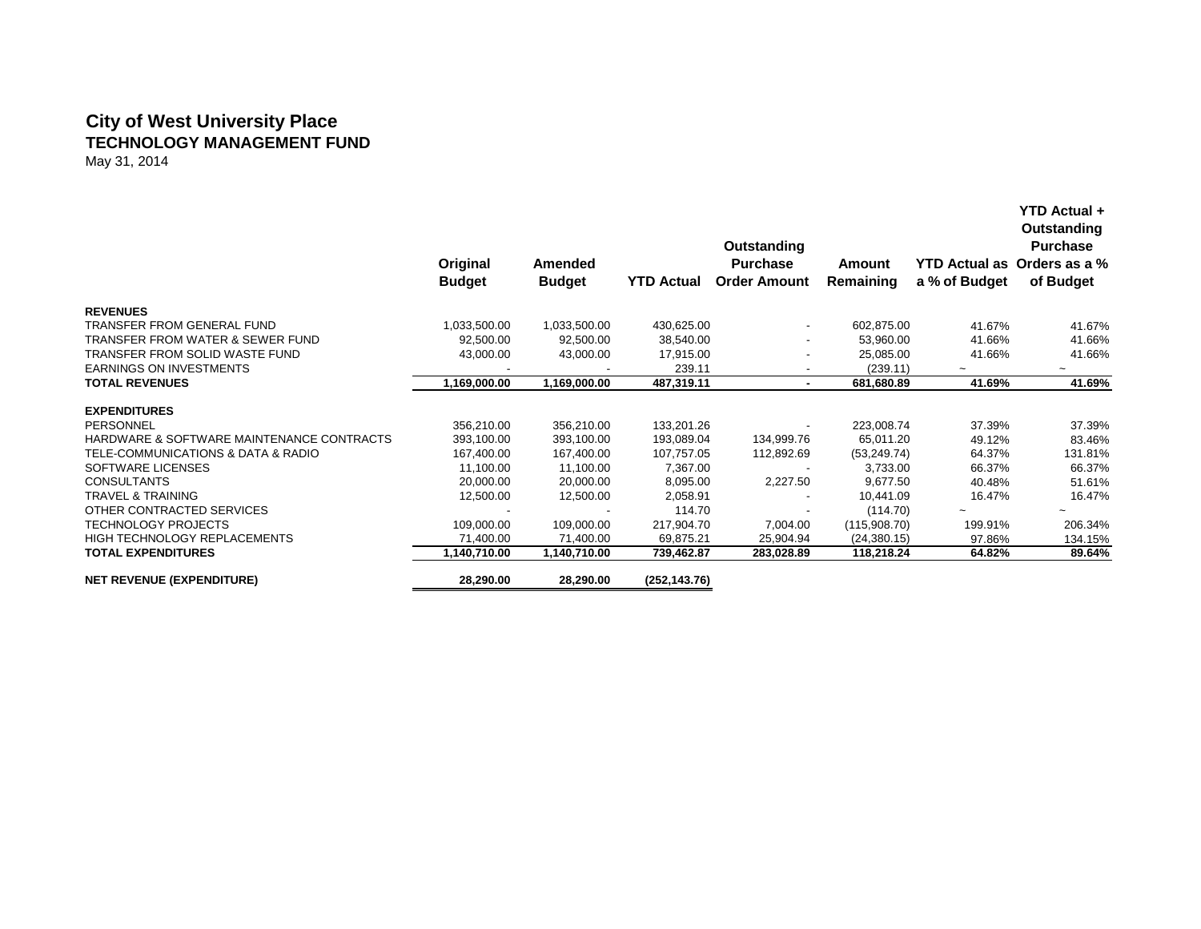# City of West University Place

## TECHNOLOGY MANAGEMENT FUND

May 31, 2014

| | Original Budget | Amended Budget | YTD Actual | Outstanding Purchase Order Amount | Amount Remaining | YTD Actual as a % of Budget | YTD Actual + Outstanding Purchase Orders as a % of Budget |
|---|---|---|---|---|---|---|---|
| **REVENUES** | | | | | | | |
| TRANSFER FROM GENERAL FUND | 1,033,500.00 | 1,033,500.00 | 430,625.00 | - | 602,875.00 | 41.67% | 41.67% |
| TRANSFER FROM WATER & SEWER FUND | 92,500.00 | 92,500.00 | 38,540.00 | - | 53,960.00 | 41.66% | 41.66% |
| TRANSFER FROM SOLID WASTE FUND | 43,000.00 | 43,000.00 | 17,915.00 | - | 25,085.00 | 41.66% | 41.66% |
| EARNINGS ON INVESTMENTS | - | - | 239.11 | - | (239.11) | ~ | ~ |
| **TOTAL REVENUES** | **1,169,000.00** | **1,169,000.00** | **487,319.11** | **-** | **681,680.89** | **41.69%** | **41.69%** |
| **EXPENDITURES** | | | | | | | |
| PERSONNEL | 356,210.00 | 356,210.00 | 133,201.26 | - | 223,008.74 | 37.39% | 37.39% |
| HARDWARE & SOFTWARE MAINTENANCE CONTRACTS | 393,100.00 | 393,100.00 | 193,089.04 | 134,999.76 | 65,011.20 | 49.12% | 83.46% |
| TELE-COMMUNICATIONS & DATA & RADIO | 167,400.00 | 167,400.00 | 107,757.05 | 112,892.69 | (53,249.74) | 64.37% | 131.81% |
| SOFTWARE LICENSES | 11,100.00 | 11,100.00 | 7,367.00 | - | 3,733.00 | 66.37% | 66.37% |
| CONSULTANTS | 20,000.00 | 20,000.00 | 8,095.00 | 2,227.50 | 9,677.50 | 40.48% | 51.61% |
| TRAVEL & TRAINING | 12,500.00 | 12,500.00 | 2,058.91 | - | 10,441.09 | 16.47% | 16.47% |
| OTHER CONTRACTED SERVICES | - | - | 114.70 | - | (114.70) | ~ | ~ |
| TECHNOLOGY PROJECTS | 109,000.00 | 109,000.00 | 217,904.70 | 7,004.00 | (115,908.70) | 199.91% | 206.34% |
| HIGH TECHNOLOGY REPLACEMENTS | 71,400.00 | 71,400.00 | 69,875.21 | 25,904.94 | (24,380.15) | 97.86% | 134.15% |
| **TOTAL EXPENDITURES** | **1,140,710.00** | **1,140,710.00** | **739,462.87** | **283,028.89** | **118,218.24** | **64.82%** | **89.64%** |
| **NET REVENUE (EXPENDITURE)** | **28,290.00** | **28,290.00** | **(252,143.76)** | | | | |